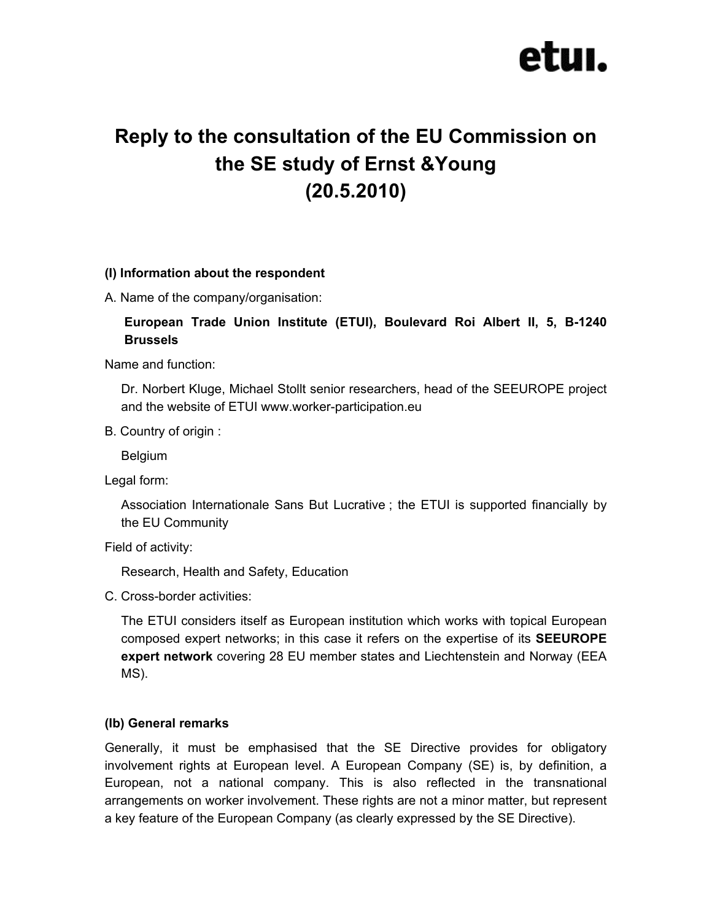# Reply to the consultation of the EU Commission on the SE study of Ernst &Young (20.5.2010)

**(I) Information about the respondent**

A. Name of the company/organisation:

**European Trade Union Institute (ETUI), Boulevard Roi Albert II, 5, B-1240 Brussels**

Name and function:

Dr. Norbert Kluge, Michael Stollt senior researchers, head of the SEEUROPE project and the website of ETUI www.worker-participation.eu

B. Country of origin :

Belgium

Legal form:

Association Internationale Sans But Lucrative ; the ETUI is supported financially by the EU Community

Field of activity:

Research, Health and Safety, Education

C. Cross-border activities:

The ETUI considers itself as European institution which works with topical European composed expert networks; in this case it refers on the expertise of its **SEEUROPE expert network** covering 28 EU member states and Liechtenstein and Norway (EEA MS).

**(Ib) General remarks**

Generally, it must be emphasised that the SE Directive provides for obligatory involvement rights at European level. A European Company (SE) is, by definition, a European, not a national company. This is also reflected in the transnational arrangements on worker involvement. These rights are not a minor matter, but represent a key feature of the European Company (as clearly expressed by the SE Directive).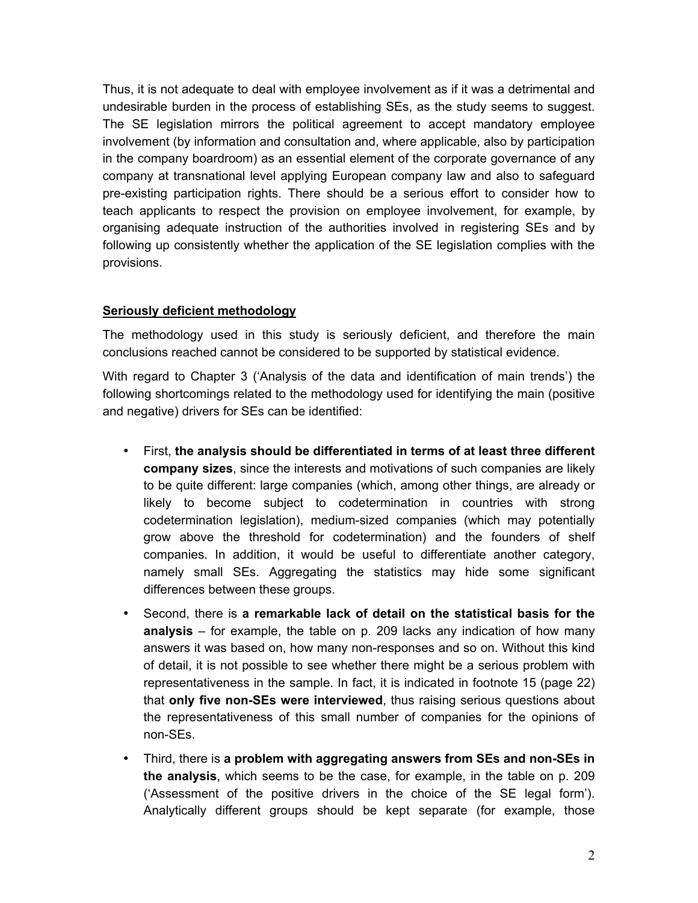Thus, it is not adequate to deal with employee involvement as if it was a detrimental and undesirable burden in the process of establishing SEs, as the study seems to suggest. The SE legislation mirrors the political agreement to accept mandatory employee involvement (by information and consultation and, where applicable, also by participation in the company boardroom) as an essential element of the corporate governance of any company at transnational level applying European company law and also to safeguard pre-existing participation rights. There should be a serious effort to consider how to teach applicants to respect the provision on employee involvement, for example, by organising adequate instruction of the authorities involved in registering SEs and by following up consistently whether the application of the SE legislation complies with the provisions.

**Seriously deficient methodology**

The methodology used in this study is seriously deficient, and therefore the main conclusions reached cannot be considered to be supported by statistical evidence.

With regard to Chapter 3 ('Analysis of the data and identification of main trends') the following shortcomings related to the methodology used for identifying the main (positive and negative) drivers for SEs can be identified:

- First, **the analysis should be differentiated in terms of at least three different company sizes**, since the interests and motivations of such companies are likely to be quite different: large companies (which, among other things, are already or likely to become subject to codetermination in countries with strong codetermination legislation), medium-sized companies (which may potentially grow above the threshold for codetermination) and the founders of shelf companies. In addition, it would be useful to differentiate another category, namely small SEs. Aggregating the statistics may hide some significant differences between these groups.
- Second, there is **a remarkable lack of detail on the statistical basis for the analysis** – for example, the table on p. 209 lacks any indication of how many answers it was based on, how many non-responses and so on. Without this kind of detail, it is not possible to see whether there might be a serious problem with representativeness in the sample. In fact, it is indicated in footnote 15 (page 22) that **only five non-SEs were interviewed**, thus raising serious questions about the representativeness of this small number of companies for the opinions of non-SEs.
- Third, there is **a problem with aggregating answers from SEs and non-SEs in the analysis**, which seems to be the case, for example, in the table on p. 209 ('Assessment of the positive drivers in the choice of the SE legal form'). Analytically different groups should be kept separate (for example, those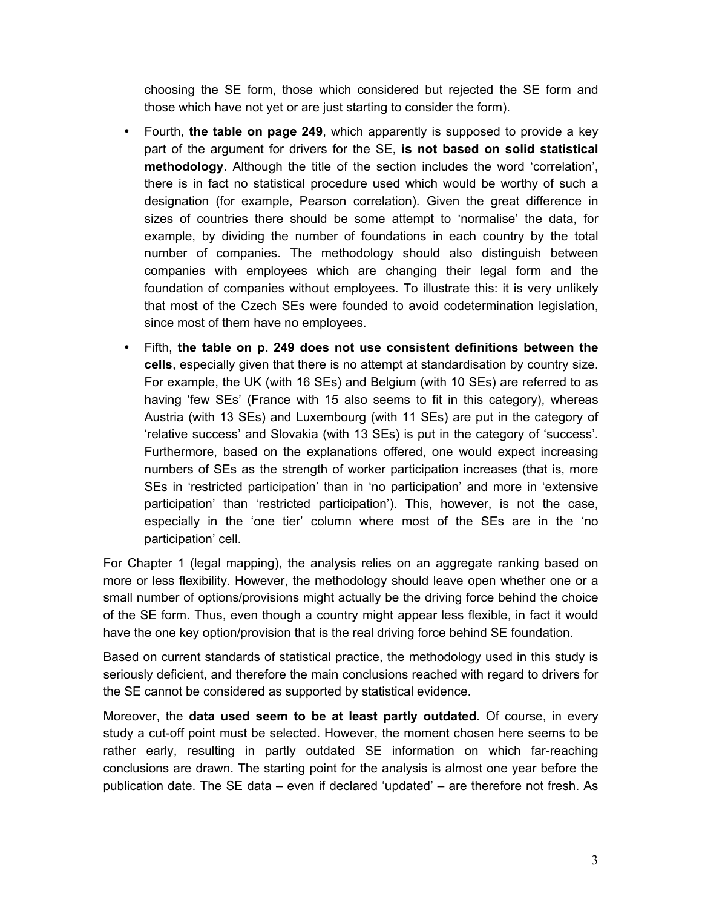choosing the SE form, those which considered but rejected the SE form and those which have not yet or are just starting to consider the form).

- Fourth, **the table on page 249**, which apparently is supposed to provide a key part of the argument for drivers for the SE, **is not based on solid statistical methodology**. Although the title of the section includes the word 'correlation', there is in fact no statistical procedure used which would be worthy of such a designation (for example, Pearson correlation). Given the great difference in sizes of countries there should be some attempt to 'normalise' the data, for example, by dividing the number of foundations in each country by the total number of companies. The methodology should also distinguish between companies with employees which are changing their legal form and the foundation of companies without employees. To illustrate this: it is very unlikely that most of the Czech SEs were founded to avoid codetermination legislation, since most of them have no employees.
- Fifth, **the table on p. 249 does not use consistent definitions between the cells**, especially given that there is no attempt at standardisation by country size. For example, the UK (with 16 SEs) and Belgium (with 10 SEs) are referred to as having 'few SEs' (France with 15 also seems to fit in this category), whereas Austria (with 13 SEs) and Luxembourg (with 11 SEs) are put in the category of 'relative success' and Slovakia (with 13 SEs) is put in the category of 'success'. Furthermore, based on the explanations offered, one would expect increasing numbers of SEs as the strength of worker participation increases (that is, more SEs in 'restricted participation' than in 'no participation' and more in 'extensive participation' than 'restricted participation'). This, however, is not the case, especially in the 'one tier' column where most of the SEs are in the 'no participation' cell.

For Chapter 1 (legal mapping), the analysis relies on an aggregate ranking based on more or less flexibility. However, the methodology should leave open whether one or a small number of options/provisions might actually be the driving force behind the choice of the SE form. Thus, even though a country might appear less flexible, in fact it would have the one key option/provision that is the real driving force behind SE foundation.

Based on current standards of statistical practice, the methodology used in this study is seriously deficient, and therefore the main conclusions reached with regard to drivers for the SE cannot be considered as supported by statistical evidence.

Moreover, the **data used seem to be at least partly outdated.** Of course, in every study a cut-off point must be selected. However, the moment chosen here seems to be rather early, resulting in partly outdated SE information on which far-reaching conclusions are drawn. The starting point for the analysis is almost one year before the publication date. The SE data – even if declared 'updated' – are therefore not fresh. As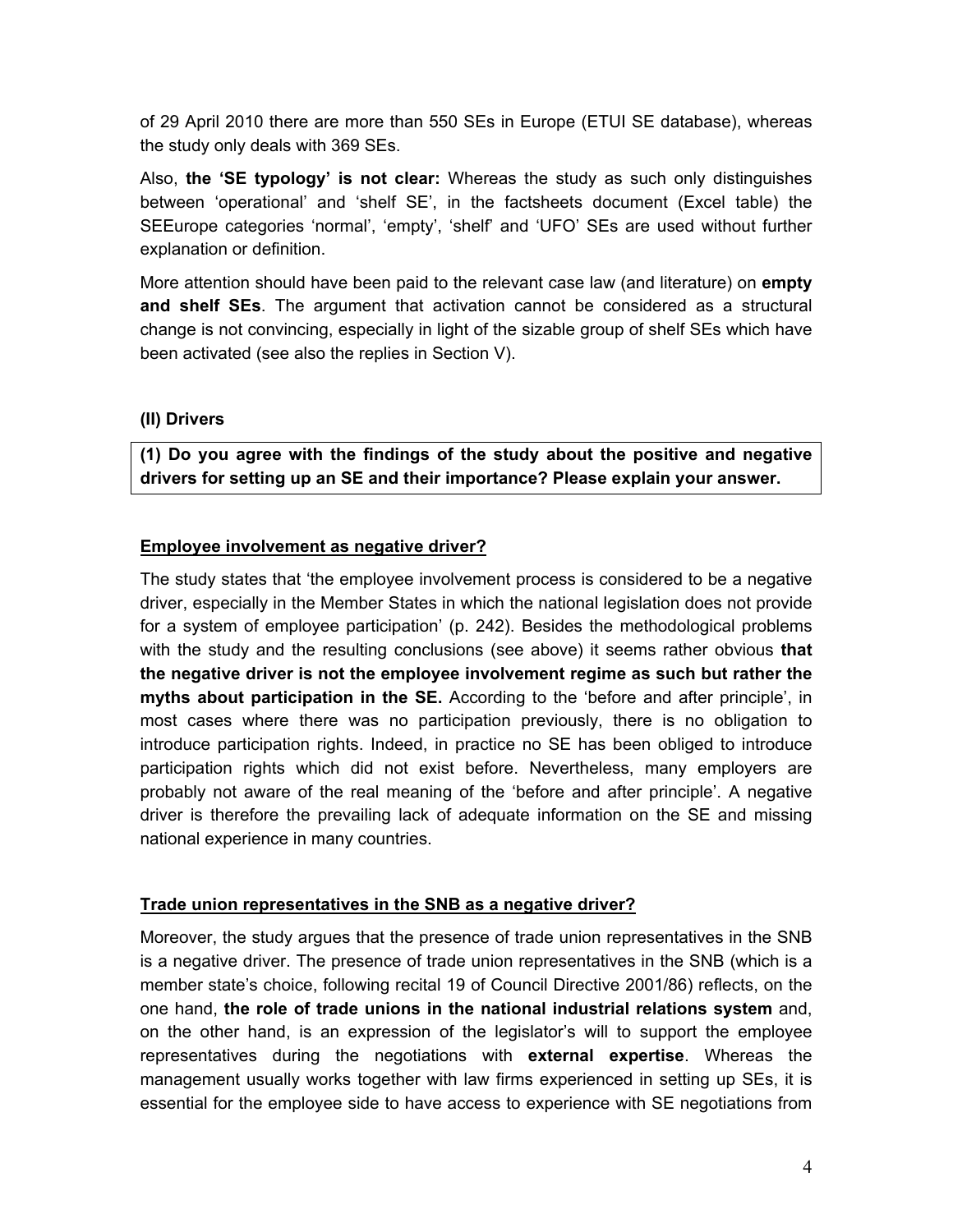of 29 April 2010 there are more than 550 SEs in Europe (ETUI SE database), whereas the study only deals with 369 SEs.

Also, **the 'SE typology' is not clear:** Whereas the study as such only distinguishes between 'operational' and 'shelf SE', in the factsheets document (Excel table) the SEEurope categories 'normal', 'empty', 'shelf' and 'UFO' SEs are used without further explanation or definition.

More attention should have been paid to the relevant case law (and literature) on **empty and shelf SEs**. The argument that activation cannot be considered as a structural change is not convincing, especially in light of the sizable group of shelf SEs which have been activated (see also the replies in Section V).

**(II) Drivers**

**(1) Do you agree with the findings of the study about the positive and negative drivers for setting up an SE and their importance? Please explain your answer.**

**Employee involvement as negative driver?**

The study states that 'the employee involvement process is considered to be a negative driver, especially in the Member States in which the national legislation does not provide for a system of employee participation' (p. 242). Besides the methodological problems with the study and the resulting conclusions (see above) it seems rather obvious **that the negative driver is not the employee involvement regime as such but rather the myths about participation in the SE.** According to the 'before and after principle', in most cases where there was no participation previously, there is no obligation to introduce participation rights. Indeed, in practice no SE has been obliged to introduce participation rights which did not exist before. Nevertheless, many employers are probably not aware of the real meaning of the 'before and after principle'. A negative driver is therefore the prevailing lack of adequate information on the SE and missing national experience in many countries.

**Trade union representatives in the SNB as a negative driver?**

Moreover, the study argues that the presence of trade union representatives in the SNB is a negative driver. The presence of trade union representatives in the SNB (which is a member state's choice, following recital 19 of Council Directive 2001/86) reflects, on the one hand, **the role of trade unions in the national industrial relations system** and, on the other hand, is an expression of the legislator's will to support the employee representatives during the negotiations with **external expertise**. Whereas the management usually works together with law firms experienced in setting up SEs, it is essential for the employee side to have access to experience with SE negotiations from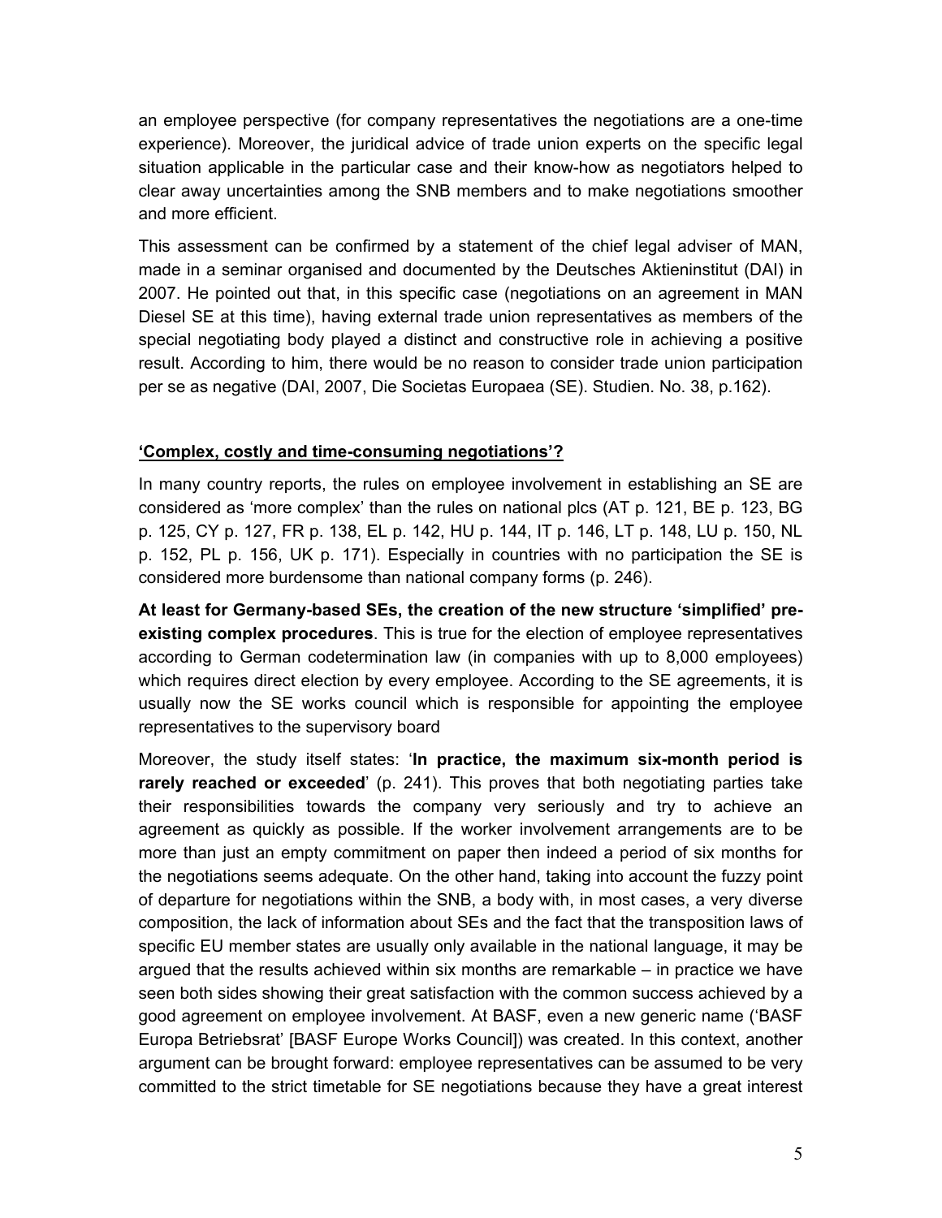an employee perspective (for company representatives the negotiations are a one-time experience). Moreover, the juridical advice of trade union experts on the specific legal situation applicable in the particular case and their know-how as negotiators helped to clear away uncertainties among the SNB members and to make negotiations smoother and more efficient.

This assessment can be confirmed by a statement of the chief legal adviser of MAN, made in a seminar organised and documented by the Deutsches Aktieninstitut (DAI) in 2007. He pointed out that, in this specific case (negotiations on an agreement in MAN Diesel SE at this time), having external trade union representatives as members of the special negotiating body played a distinct and constructive role in achieving a positive result. According to him, there would be no reason to consider trade union participation per se as negative (DAI, 2007, Die Societas Europaea (SE). Studien. No. 38, p.162).

## 'Complex, costly and time-consuming negotiations'?

In many country reports, the rules on employee involvement in establishing an SE are considered as 'more complex' than the rules on national plcs (AT p. 121, BE p. 123, BG p. 125, CY p. 127, FR p. 138, EL p. 142, HU p. 144, IT p. 146, LT p. 148, LU p. 150, NL p. 152, PL p. 156, UK p. 171). Especially in countries with no participation the SE is considered more burdensome than national company forms (p. 246).

**At least for Germany-based SEs, the creation of the new structure 'simplified' pre-existing complex procedures**. This is true for the election of employee representatives according to German codetermination law (in companies with up to 8,000 employees) which requires direct election by every employee. According to the SE agreements, it is usually now the SE works council which is responsible for appointing the employee representatives to the supervisory board

Moreover, the study itself states: '**In practice, the maximum six-month period is rarely reached or exceeded**' (p. 241). This proves that both negotiating parties take their responsibilities towards the company very seriously and try to achieve an agreement as quickly as possible. If the worker involvement arrangements are to be more than just an empty commitment on paper then indeed a period of six months for the negotiations seems adequate. On the other hand, taking into account the fuzzy point of departure for negotiations within the SNB, a body with, in most cases, a very diverse composition, the lack of information about SEs and the fact that the transposition laws of specific EU member states are usually only available in the national language, it may be argued that the results achieved within six months are remarkable – in practice we have seen both sides showing their great satisfaction with the common success achieved by a good agreement on employee involvement. At BASF, even a new generic name ('BASF Europa Betriebsrat' [BASF Europe Works Council]) was created. In this context, another argument can be brought forward: employee representatives can be assumed to be very committed to the strict timetable for SE negotiations because they have a great interest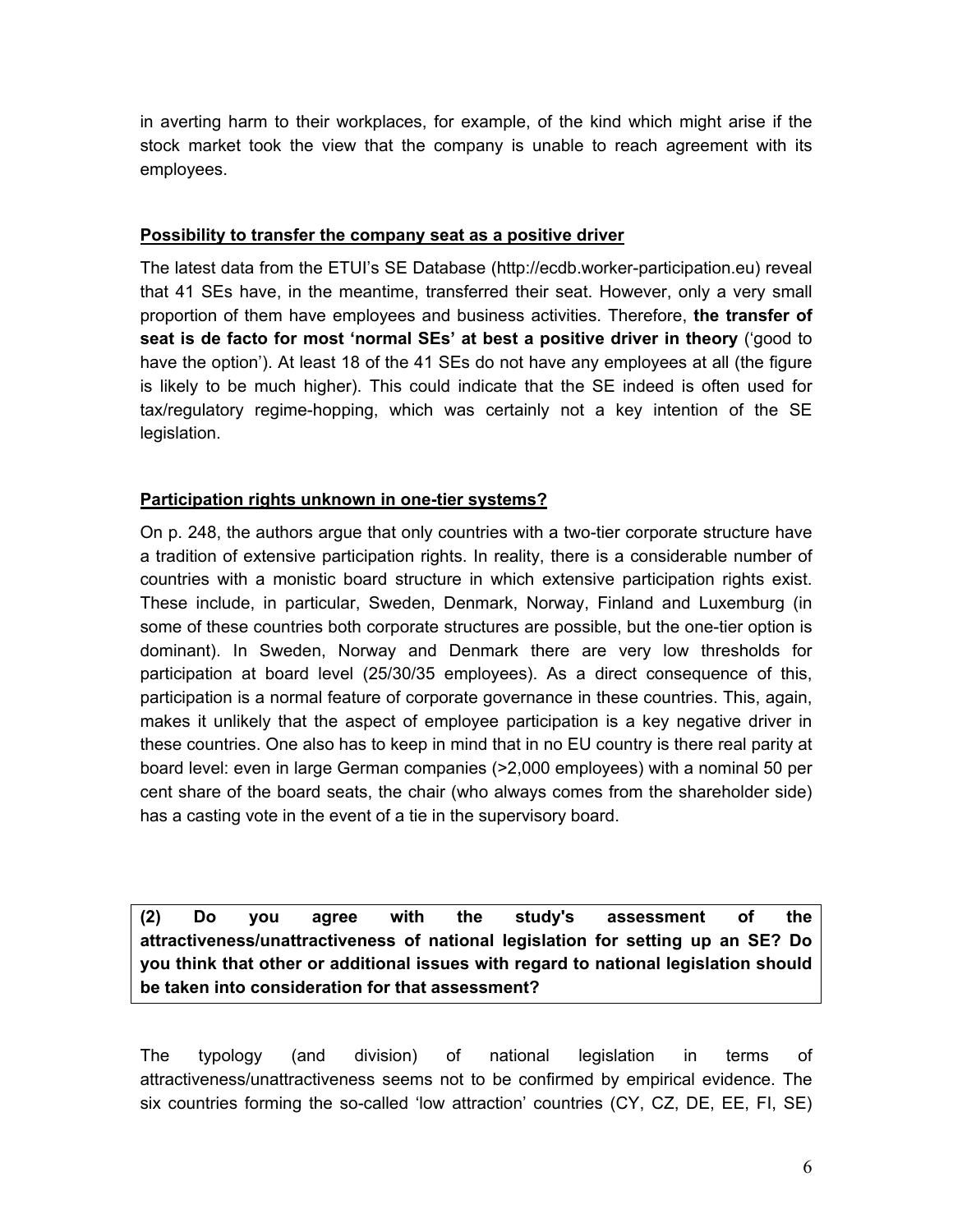in averting harm to their workplaces, for example, of the kind which might arise if the stock market took the view that the company is unable to reach agreement with its employees.

**Possibility to transfer the company seat as a positive driver**

The latest data from the ETUI's SE Database (http://ecdb.worker-participation.eu) reveal that 41 SEs have, in the meantime, transferred their seat. However, only a very small proportion of them have employees and business activities. Therefore, **the transfer of seat is de facto for most 'normal SEs' at best a positive driver in theory** ('good to have the option'). At least 18 of the 41 SEs do not have any employees at all (the figure is likely to be much higher). This could indicate that the SE indeed is often used for tax/regulatory regime-hopping, which was certainly not a key intention of the SE legislation.

**Participation rights unknown in one-tier systems?**

On p. 248, the authors argue that only countries with a two-tier corporate structure have a tradition of extensive participation rights. In reality, there is a considerable number of countries with a monistic board structure in which extensive participation rights exist. These include, in particular, Sweden, Denmark, Norway, Finland and Luxemburg (in some of these countries both corporate structures are possible, but the one-tier option is dominant). In Sweden, Norway and Denmark there are very low thresholds for participation at board level (25/30/35 employees). As a direct consequence of this, participation is a normal feature of corporate governance in these countries. This, again, makes it unlikely that the aspect of employee participation is a key negative driver in these countries. One also has to keep in mind that in no EU country is there real parity at board level: even in large German companies (>2,000 employees) with a nominal 50 per cent share of the board seats, the chair (who always comes from the shareholder side) has a casting vote in the event of a tie in the supervisory board.

**(2) Do you agree with the study's assessment of the attractiveness/unattractiveness of national legislation for setting up an SE? Do you think that other or additional issues with regard to national legislation should be taken into consideration for that assessment?**

The typology (and division) of national legislation in terms of attractiveness/unattractiveness seems not to be confirmed by empirical evidence. The six countries forming the so-called 'low attraction' countries (CY, CZ, DE, EE, FI, SE)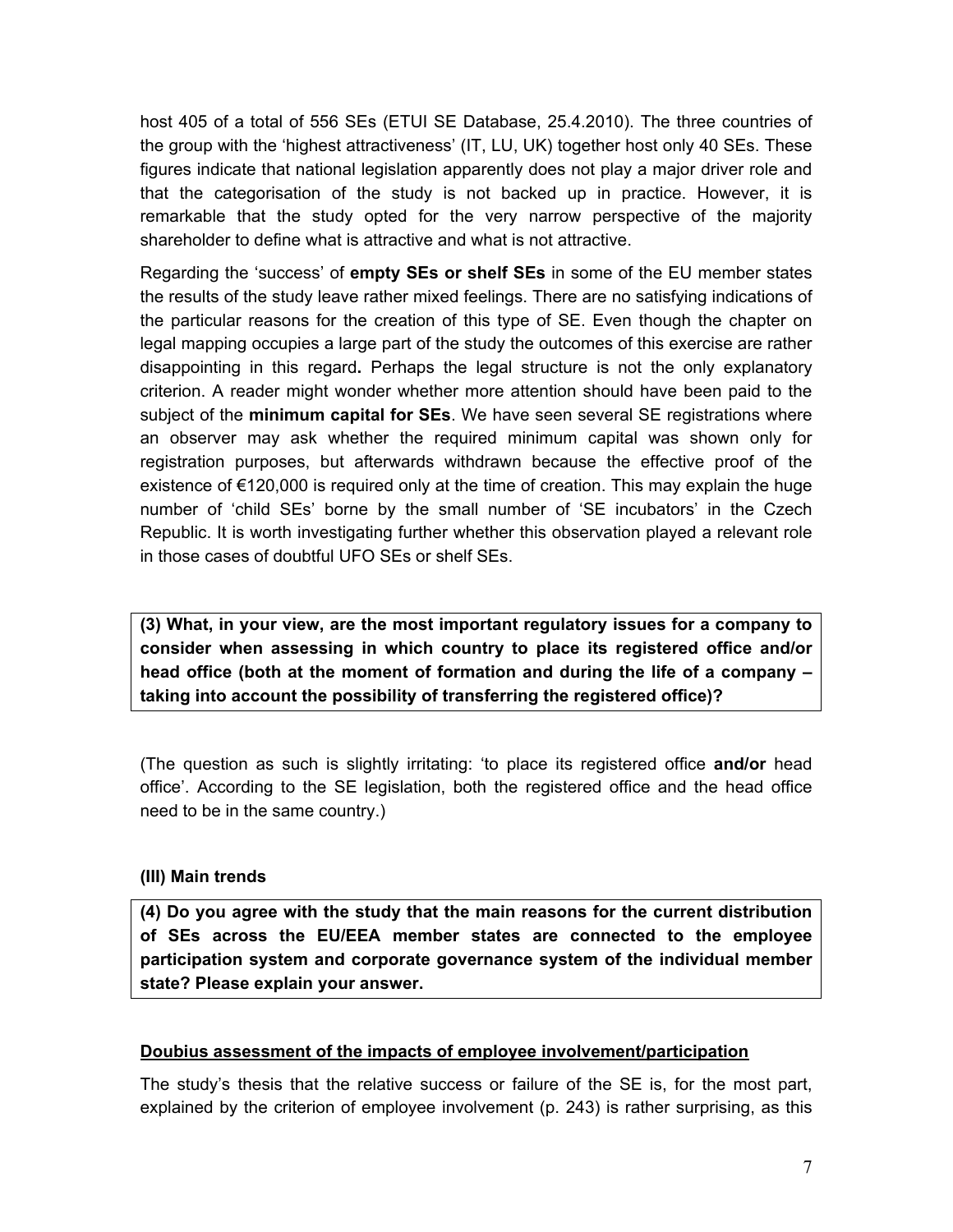host 405 of a total of 556 SEs (ETUI SE Database, 25.4.2010). The three countries of the group with the 'highest attractiveness' (IT, LU, UK) together host only 40 SEs. These figures indicate that national legislation apparently does not play a major driver role and that the categorisation of the study is not backed up in practice. However, it is remarkable that the study opted for the very narrow perspective of the majority shareholder to define what is attractive and what is not attractive.

Regarding the 'success' of **empty SEs or shelf SEs** in some of the EU member states the results of the study leave rather mixed feelings. There are no satisfying indications of the particular reasons for the creation of this type of SE. Even though the chapter on legal mapping occupies a large part of the study the outcomes of this exercise are rather disappointing in this regard**.** Perhaps the legal structure is not the only explanatory criterion. A reader might wonder whether more attention should have been paid to the subject of the **minimum capital for SEs**. We have seen several SE registrations where an observer may ask whether the required minimum capital was shown only for registration purposes, but afterwards withdrawn because the effective proof of the existence of €120,000 is required only at the time of creation. This may explain the huge number of 'child SEs' borne by the small number of 'SE incubators' in the Czech Republic. It is worth investigating further whether this observation played a relevant role in those cases of doubtful UFO SEs or shelf SEs.

**(3) What, in your view, are the most important regulatory issues for a company to consider when assessing in which country to place its registered office and/or head office (both at the moment of formation and during the life of a company – taking into account the possibility of transferring the registered office)?**

(The question as such is slightly irritating: 'to place its registered office **and/or** head office'. According to the SE legislation, both the registered office and the head office need to be in the same country.)

**(III) Main trends**

**(4) Do you agree with the study that the main reasons for the current distribution of SEs across the EU/EEA member states are connected to the employee participation system and corporate governance system of the individual member state? Please explain your answer.**

**<u>Doubius assessment of the impacts of employee involvement/participation</u>**

The study's thesis that the relative success or failure of the SE is, for the most part, explained by the criterion of employee involvement (p. 243) is rather surprising, as this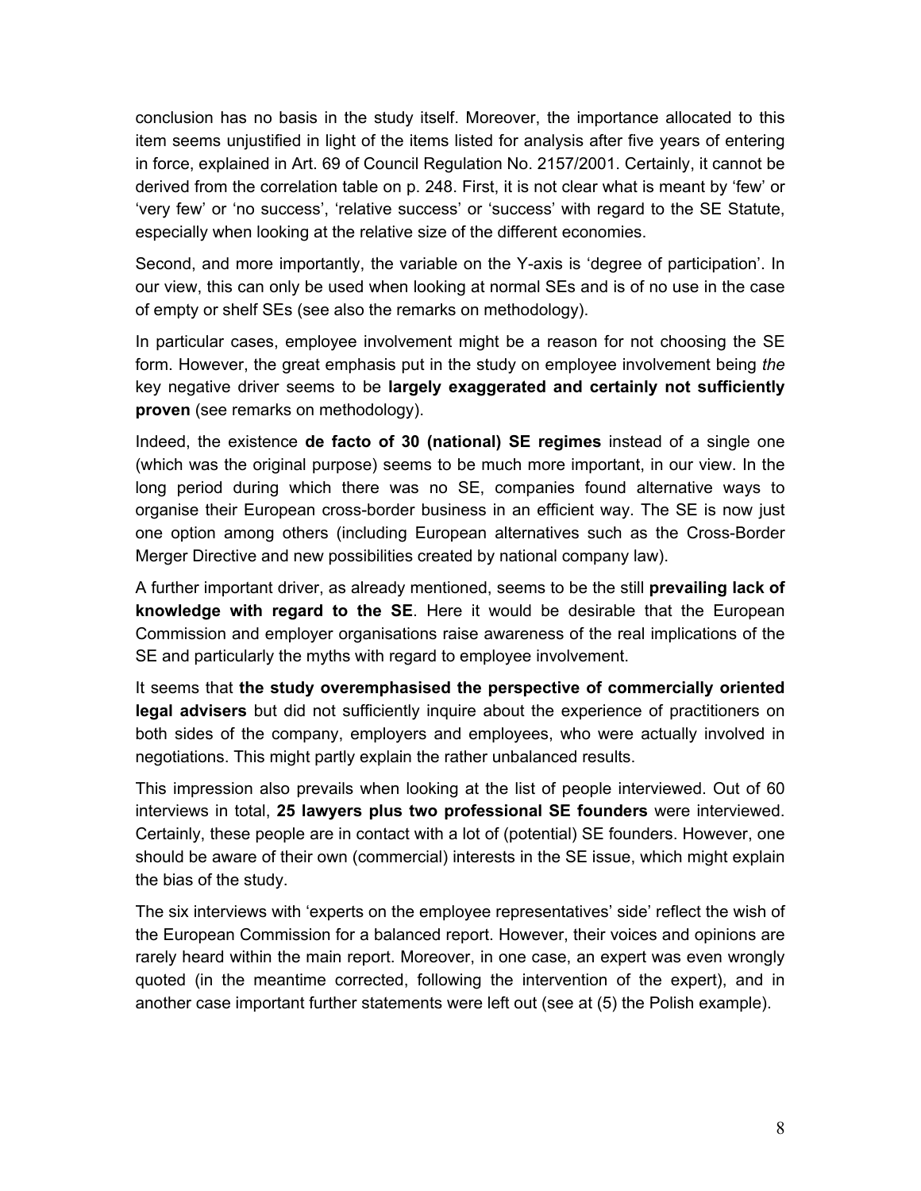conclusion has no basis in the study itself. Moreover, the importance allocated to this item seems unjustified in light of the items listed for analysis after five years of entering in force, explained in Art. 69 of Council Regulation No. 2157/2001. Certainly, it cannot be derived from the correlation table on p. 248. First, it is not clear what is meant by 'few' or 'very few' or 'no success', 'relative success' or 'success' with regard to the SE Statute, especially when looking at the relative size of the different economies.

Second, and more importantly, the variable on the Y-axis is 'degree of participation'. In our view, this can only be used when looking at normal SEs and is of no use in the case of empty or shelf SEs (see also the remarks on methodology).

In particular cases, employee involvement might be a reason for not choosing the SE form. However, the great emphasis put in the study on employee involvement being *the* key negative driver seems to be **largely exaggerated and certainly not sufficiently proven** (see remarks on methodology).

Indeed, the existence **de facto of 30 (national) SE regimes** instead of a single one (which was the original purpose) seems to be much more important, in our view. In the long period during which there was no SE, companies found alternative ways to organise their European cross-border business in an efficient way. The SE is now just one option among others (including European alternatives such as the Cross-Border Merger Directive and new possibilities created by national company law).

A further important driver, as already mentioned, seems to be the still **prevailing lack of knowledge with regard to the SE**. Here it would be desirable that the European Commission and employer organisations raise awareness of the real implications of the SE and particularly the myths with regard to employee involvement.

It seems that **the study overemphasised the perspective of commercially oriented legal advisers** but did not sufficiently inquire about the experience of practitioners on both sides of the company, employers and employees, who were actually involved in negotiations. This might partly explain the rather unbalanced results.

This impression also prevails when looking at the list of people interviewed. Out of 60 interviews in total, **25 lawyers plus two professional SE founders** were interviewed. Certainly, these people are in contact with a lot of (potential) SE founders. However, one should be aware of their own (commercial) interests in the SE issue, which might explain the bias of the study.

The six interviews with 'experts on the employee representatives' side' reflect the wish of the European Commission for a balanced report. However, their voices and opinions are rarely heard within the main report. Moreover, in one case, an expert was even wrongly quoted (in the meantime corrected, following the intervention of the expert), and in another case important further statements were left out (see at (5) the Polish example).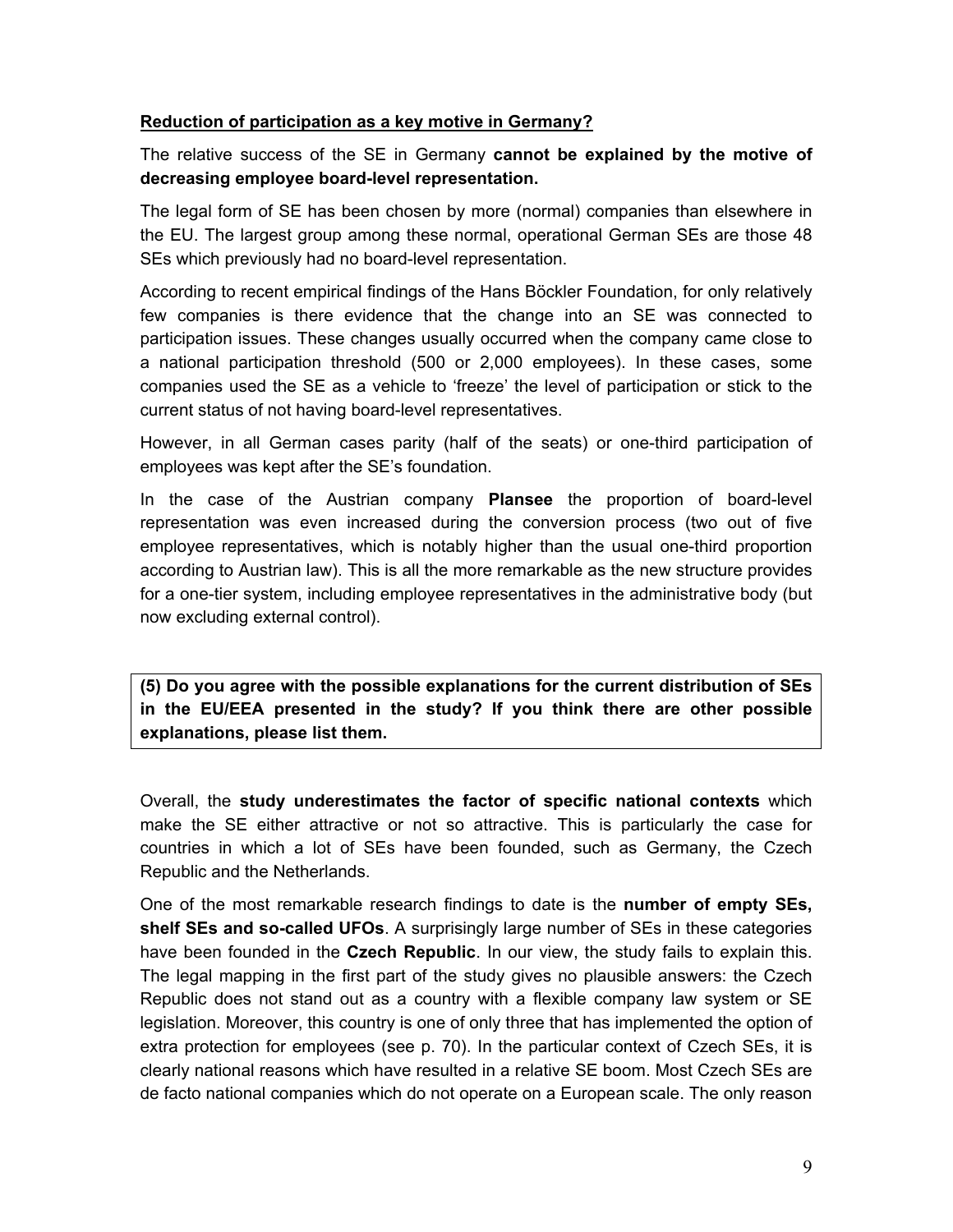**Reduction of participation as a key motive in Germany?**

The relative success of the SE in Germany **cannot be explained by the motive of decreasing employee board-level representation.**

The legal form of SE has been chosen by more (normal) companies than elsewhere in the EU. The largest group among these normal, operational German SEs are those 48 SEs which previously had no board-level representation.

According to recent empirical findings of the Hans Böckler Foundation, for only relatively few companies is there evidence that the change into an SE was connected to participation issues. These changes usually occurred when the company came close to a national participation threshold (500 or 2,000 employees). In these cases, some companies used the SE as a vehicle to 'freeze' the level of participation or stick to the current status of not having board-level representatives.

However, in all German cases parity (half of the seats) or one-third participation of employees was kept after the SE's foundation.

In the case of the Austrian company **Plansee** the proportion of board-level representation was even increased during the conversion process (two out of five employee representatives, which is notably higher than the usual one-third proportion according to Austrian law). This is all the more remarkable as the new structure provides for a one-tier system, including employee representatives in the administrative body (but now excluding external control).

**(5) Do you agree with the possible explanations for the current distribution of SEs in the EU/EEA presented in the study? If you think there are other possible explanations, please list them.**

Overall, the **study underestimates the factor of specific national contexts** which make the SE either attractive or not so attractive. This is particularly the case for countries in which a lot of SEs have been founded, such as Germany, the Czech Republic and the Netherlands.

One of the most remarkable research findings to date is the **number of empty SEs, shelf SEs and so-called UFOs**. A surprisingly large number of SEs in these categories have been founded in the **Czech Republic**. In our view, the study fails to explain this. The legal mapping in the first part of the study gives no plausible answers: the Czech Republic does not stand out as a country with a flexible company law system or SE legislation. Moreover, this country is one of only three that has implemented the option of extra protection for employees (see p. 70). In the particular context of Czech SEs, it is clearly national reasons which have resulted in a relative SE boom. Most Czech SEs are de facto national companies which do not operate on a European scale. The only reason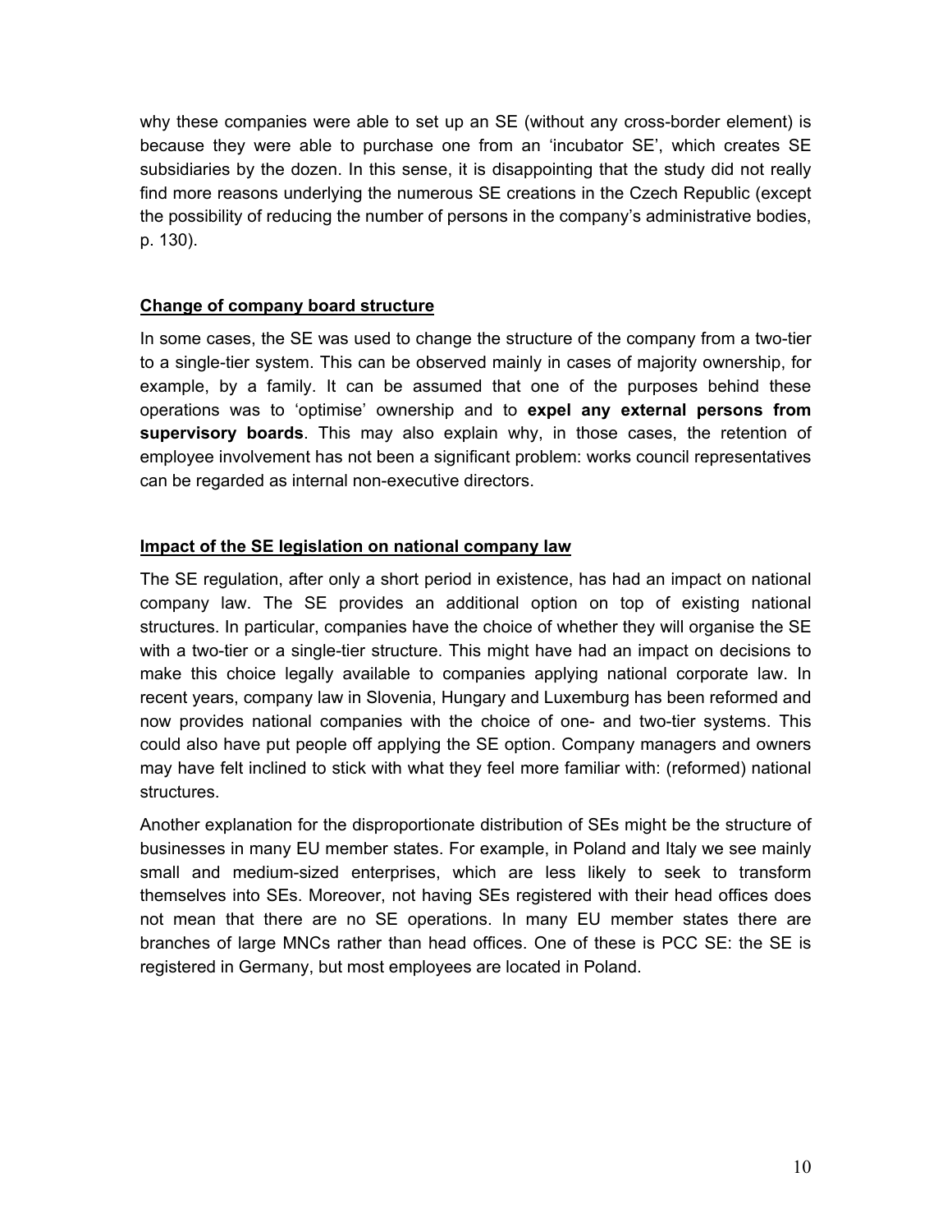why these companies were able to set up an SE (without any cross-border element) is because they were able to purchase one from an 'incubator SE', which creates SE subsidiaries by the dozen. In this sense, it is disappointing that the study did not really find more reasons underlying the numerous SE creations in the Czech Republic (except the possibility of reducing the number of persons in the company's administrative bodies, p. 130).

## Change of company board structure

In some cases, the SE was used to change the structure of the company from a two-tier to a single-tier system. This can be observed mainly in cases of majority ownership, for example, by a family. It can be assumed that one of the purposes behind these operations was to 'optimise' ownership and to **expel any external persons from supervisory boards**. This may also explain why, in those cases, the retention of employee involvement has not been a significant problem: works council representatives can be regarded as internal non-executive directors.

## Impact of the SE legislation on national company law

The SE regulation, after only a short period in existence, has had an impact on national company law. The SE provides an additional option on top of existing national structures. In particular, companies have the choice of whether they will organise the SE with a two-tier or a single-tier structure. This might have had an impact on decisions to make this choice legally available to companies applying national corporate law. In recent years, company law in Slovenia, Hungary and Luxemburg has been reformed and now provides national companies with the choice of one- and two-tier systems. This could also have put people off applying the SE option. Company managers and owners may have felt inclined to stick with what they feel more familiar with: (reformed) national structures.

Another explanation for the disproportionate distribution of SEs might be the structure of businesses in many EU member states. For example, in Poland and Italy we see mainly small and medium-sized enterprises, which are less likely to seek to transform themselves into SEs. Moreover, not having SEs registered with their head offices does not mean that there are no SE operations. In many EU member states there are branches of large MNCs rather than head offices. One of these is PCC SE: the SE is registered in Germany, but most employees are located in Poland.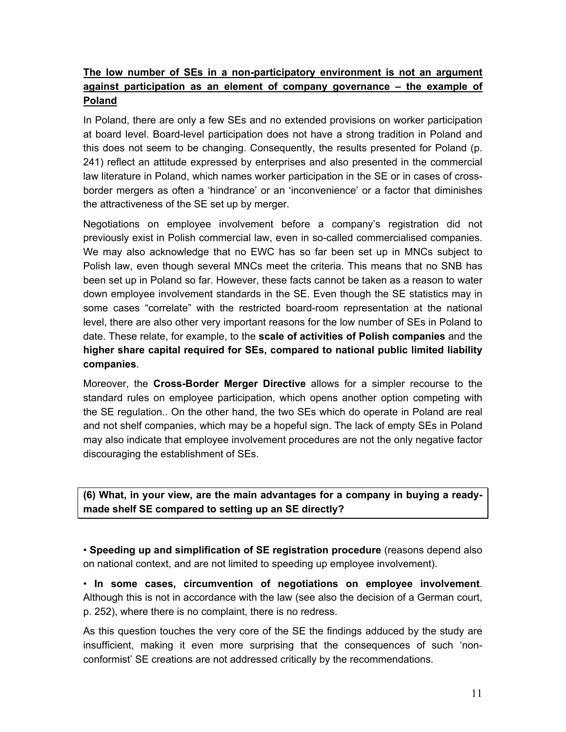**The low number of SEs in a non-participatory environment is not an argument against participation as an element of company governance – the example of Poland**

In Poland, there are only a few SEs and no extended provisions on worker participation at board level. Board-level participation does not have a strong tradition in Poland and this does not seem to be changing. Consequently, the results presented for Poland (p. 241) reflect an attitude expressed by enterprises and also presented in the commercial law literature in Poland, which names worker participation in the SE or in cases of cross-border mergers as often a 'hindrance' or an 'inconvenience' or a factor that diminishes the attractiveness of the SE set up by merger.

Negotiations on employee involvement before a company's registration did not previously exist in Polish commercial law, even in so-called commercialised companies. We may also acknowledge that no EWC has so far been set up in MNCs subject to Polish law, even though several MNCs meet the criteria. This means that no SNB has been set up in Poland so far. However, these facts cannot be taken as a reason to water down employee involvement standards in the SE. Even though the SE statistics may in some cases "correlate" with the restricted board-room representation at the national level, there are also other very important reasons for the low number of SEs in Poland to date. These relate, for example, to the **scale of activities of Polish companies** and the **higher share capital required for SEs, compared to national public limited liability companies**.

Moreover, the **Cross-Border Merger Directive** allows for a simpler recourse to the standard rules on employee participation, which opens another option competing with the SE regulation.. On the other hand, the two SEs which do operate in Poland are real and not shelf companies, which may be a hopeful sign. The lack of empty SEs in Poland may also indicate that employee involvement procedures are not the only negative factor discouraging the establishment of SEs.

**(6) What, in your view, are the main advantages for a company in buying a ready-made shelf SE compared to setting up an SE directly?**

• **Speeding up and simplification of SE registration procedure** (reasons depend also on national context, and are not limited to speeding up employee involvement).

• **In some cases, circumvention of negotiations on employee involvement**. Although this is not in accordance with the law (see also the decision of a German court, p. 252), where there is no complaint, there is no redress.

As this question touches the very core of the SE the findings adduced by the study are insufficient, making it even more surprising that the consequences of such 'non-conformist' SE creations are not addressed critically by the recommendations.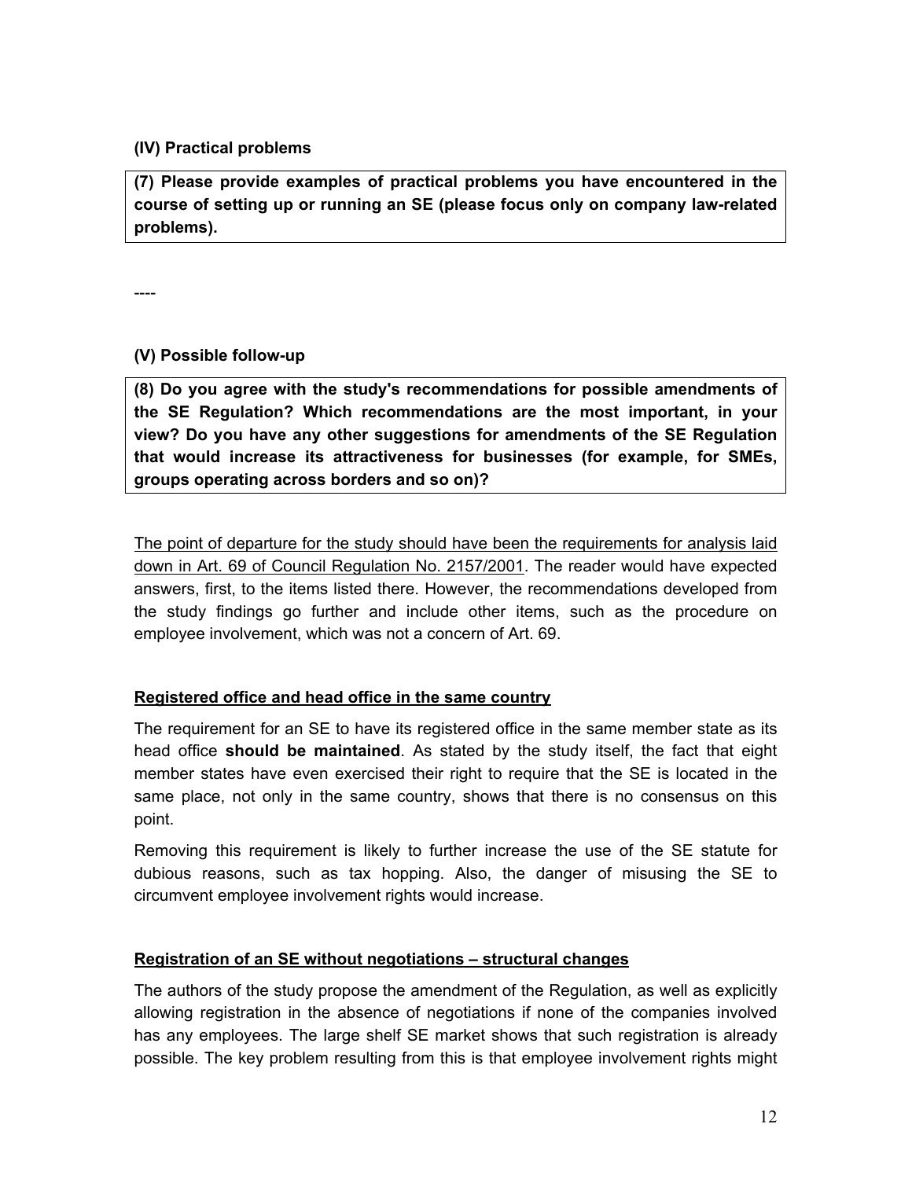**(IV) Practical problems**

**(7) Please provide examples of practical problems you have encountered in the course of setting up or running an SE (please focus only on company law-related problems).**

----

**(V) Possible follow-up**

**(8) Do you agree with the study's recommendations for possible amendments of the SE Regulation? Which recommendations are the most important, in your view? Do you have any other suggestions for amendments of the SE Regulation that would increase its attractiveness for businesses (for example, for SMEs, groups operating across borders and so on)?**

<u>The point of departure for the study should have been the requirements for analysis laid down in Art. 69 of Council Regulation No. 2157/2001</u>. The reader would have expected answers, first, to the items listed there. However, the recommendations developed from the study findings go further and include other items, such as the procedure on employee involvement, which was not a concern of Art. 69.

<u>**Registered office and head office in the same country**</u>

The requirement for an SE to have its registered office in the same member state as its head office **should be maintained**. As stated by the study itself, the fact that eight member states have even exercised their right to require that the SE is located in the same place, not only in the same country, shows that there is no consensus on this point.

Removing this requirement is likely to further increase the use of the SE statute for dubious reasons, such as tax hopping. Also, the danger of misusing the SE to circumvent employee involvement rights would increase.

<u>**Registration of an SE without negotiations – structural changes**</u>

The authors of the study propose the amendment of the Regulation, as well as explicitly allowing registration in the absence of negotiations if none of the companies involved has any employees. The large shelf SE market shows that such registration is already possible. The key problem resulting from this is that employee involvement rights might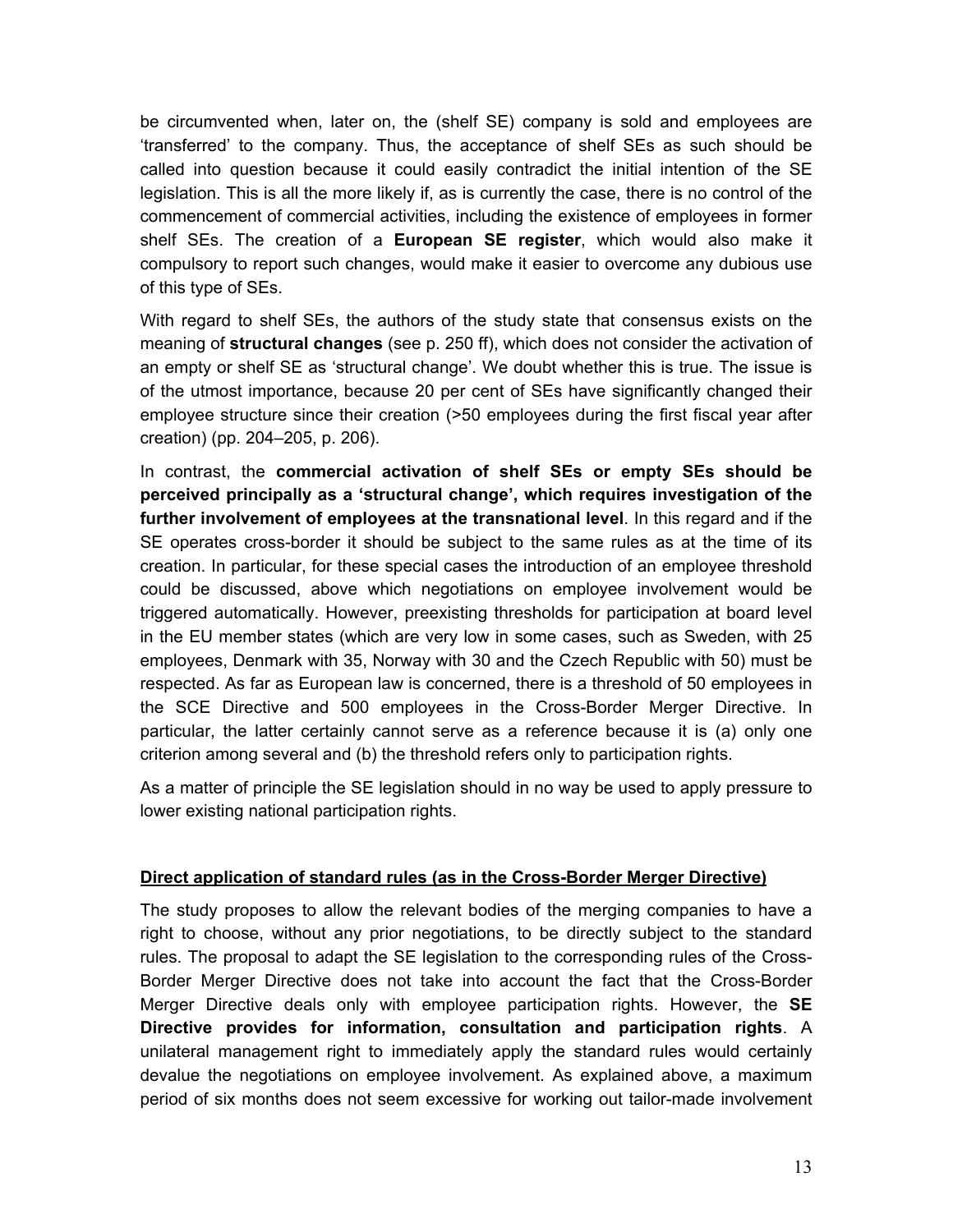be circumvented when, later on, the (shelf SE) company is sold and employees are 'transferred' to the company. Thus, the acceptance of shelf SEs as such should be called into question because it could easily contradict the initial intention of the SE legislation. This is all the more likely if, as is currently the case, there is no control of the commencement of commercial activities, including the existence of employees in former shelf SEs. The creation of a **European SE register**, which would also make it compulsory to report such changes, would make it easier to overcome any dubious use of this type of SEs.

With regard to shelf SEs, the authors of the study state that consensus exists on the meaning of **structural changes** (see p. 250 ff), which does not consider the activation of an empty or shelf SE as 'structural change'. We doubt whether this is true. The issue is of the utmost importance, because 20 per cent of SEs have significantly changed their employee structure since their creation (>50 employees during the first fiscal year after creation) (pp. 204–205, p. 206).

In contrast, the **commercial activation of shelf SEs or empty SEs should be perceived principally as a 'structural change', which requires investigation of the further involvement of employees at the transnational level**. In this regard and if the SE operates cross-border it should be subject to the same rules as at the time of its creation. In particular, for these special cases the introduction of an employee threshold could be discussed, above which negotiations on employee involvement would be triggered automatically. However, preexisting thresholds for participation at board level in the EU member states (which are very low in some cases, such as Sweden, with 25 employees, Denmark with 35, Norway with 30 and the Czech Republic with 50) must be respected. As far as European law is concerned, there is a threshold of 50 employees in the SCE Directive and 500 employees in the Cross-Border Merger Directive. In particular, the latter certainly cannot serve as a reference because it is (a) only one criterion among several and (b) the threshold refers only to participation rights.

As a matter of principle the SE legislation should in no way be used to apply pressure to lower existing national participation rights.

**Direct application of standard rules (as in the Cross-Border Merger Directive)**

The study proposes to allow the relevant bodies of the merging companies to have a right to choose, without any prior negotiations, to be directly subject to the standard rules. The proposal to adapt the SE legislation to the corresponding rules of the Cross-Border Merger Directive does not take into account the fact that the Cross-Border Merger Directive deals only with employee participation rights. However, the **SE Directive provides for information, consultation and participation rights**. A unilateral management right to immediately apply the standard rules would certainly devalue the negotiations on employee involvement. As explained above, a maximum period of six months does not seem excessive for working out tailor-made involvement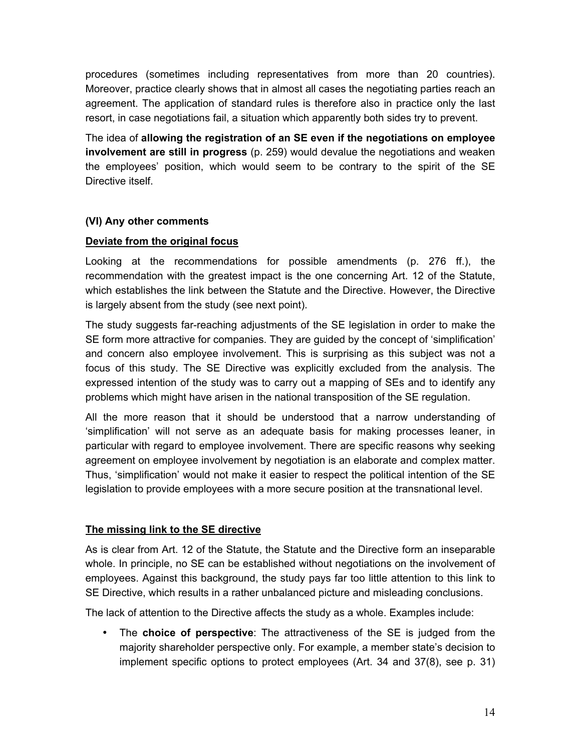procedures (sometimes including representatives from more than 20 countries). Moreover, practice clearly shows that in almost all cases the negotiating parties reach an agreement. The application of standard rules is therefore also in practice only the last resort, in case negotiations fail, a situation which apparently both sides try to prevent.

The idea of **allowing the registration of an SE even if the negotiations on employee involvement are still in progress** (p. 259) would devalue the negotiations and weaken the employees' position, which would seem to be contrary to the spirit of the SE Directive itself.

### (VI) Any other comments

**Deviate from the original focus**

Looking at the recommendations for possible amendments (p. 276 ff.), the recommendation with the greatest impact is the one concerning Art. 12 of the Statute, which establishes the link between the Statute and the Directive. However, the Directive is largely absent from the study (see next point).

The study suggests far-reaching adjustments of the SE legislation in order to make the SE form more attractive for companies. They are guided by the concept of 'simplification' and concern also employee involvement. This is surprising as this subject was not a focus of this study. The SE Directive was explicitly excluded from the analysis. The expressed intention of the study was to carry out a mapping of SEs and to identify any problems which might have arisen in the national transposition of the SE regulation.

All the more reason that it should be understood that a narrow understanding of 'simplification' will not serve as an adequate basis for making processes leaner, in particular with regard to employee involvement. There are specific reasons why seeking agreement on employee involvement by negotiation is an elaborate and complex matter. Thus, 'simplification' would not make it easier to respect the political intention of the SE legislation to provide employees with a more secure position at the transnational level.

**The missing link to the SE directive**

As is clear from Art. 12 of the Statute, the Statute and the Directive form an inseparable whole. In principle, no SE can be established without negotiations on the involvement of employees. Against this background, the study pays far too little attention to this link to SE Directive, which results in a rather unbalanced picture and misleading conclusions.

The lack of attention to the Directive affects the study as a whole. Examples include:

- The **choice of perspective**: The attractiveness of the SE is judged from the majority shareholder perspective only. For example, a member state's decision to implement specific options to protect employees (Art. 34 and 37(8), see p. 31)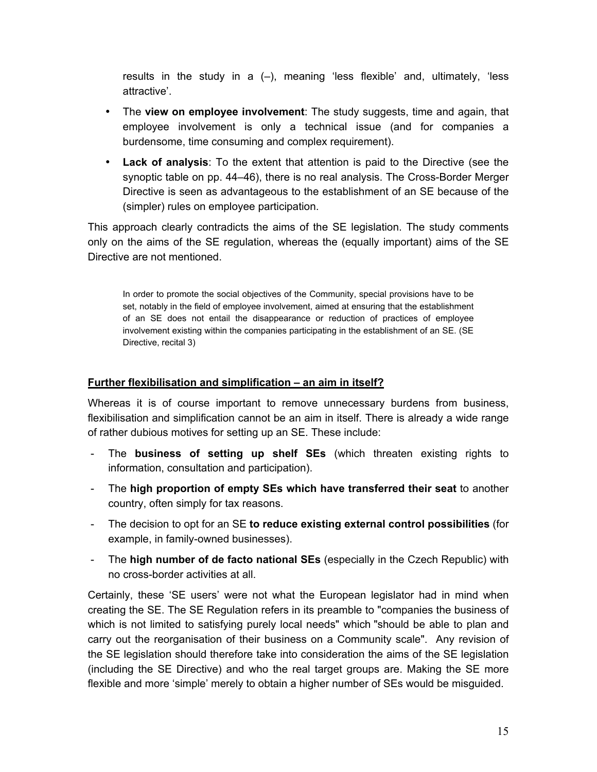results in the study in a (–), meaning 'less flexible' and, ultimately, 'less attractive'.

- The **view on employee involvement**: The study suggests, time and again, that employee involvement is only a technical issue (and for companies a burdensome, time consuming and complex requirement).
- **Lack of analysis**: To the extent that attention is paid to the Directive (see the synoptic table on pp. 44–46), there is no real analysis. The Cross-Border Merger Directive is seen as advantageous to the establishment of an SE because of the (simpler) rules on employee participation.

This approach clearly contradicts the aims of the SE legislation. The study comments only on the aims of the SE regulation, whereas the (equally important) aims of the SE Directive are not mentioned.

> In order to promote the social objectives of the Community, special provisions have to be set, notably in the field of employee involvement, aimed at ensuring that the establishment of an SE does not entail the disappearance or reduction of practices of employee involvement existing within the companies participating in the establishment of an SE. (SE Directive, recital 3)

**Further flexibilisation and simplification – an aim in itself?**

Whereas it is of course important to remove unnecessary burdens from business, flexibilisation and simplification cannot be an aim in itself. There is already a wide range of rather dubious motives for setting up an SE. These include:

- The **business of setting up shelf SEs** (which threaten existing rights to information, consultation and participation).
- The **high proportion of empty SEs which have transferred their seat** to another country, often simply for tax reasons.
- The decision to opt for an SE **to reduce existing external control possibilities** (for example, in family-owned businesses).
- The **high number of de facto national SEs** (especially in the Czech Republic) with no cross-border activities at all.

Certainly, these 'SE users' were not what the European legislator had in mind when creating the SE. The SE Regulation refers in its preamble to "companies the business of which is not limited to satisfying purely local needs" which "should be able to plan and carry out the reorganisation of their business on a Community scale". Any revision of the SE legislation should therefore take into consideration the aims of the SE legislation (including the SE Directive) and who the real target groups are. Making the SE more flexible and more 'simple' merely to obtain a higher number of SEs would be misguided.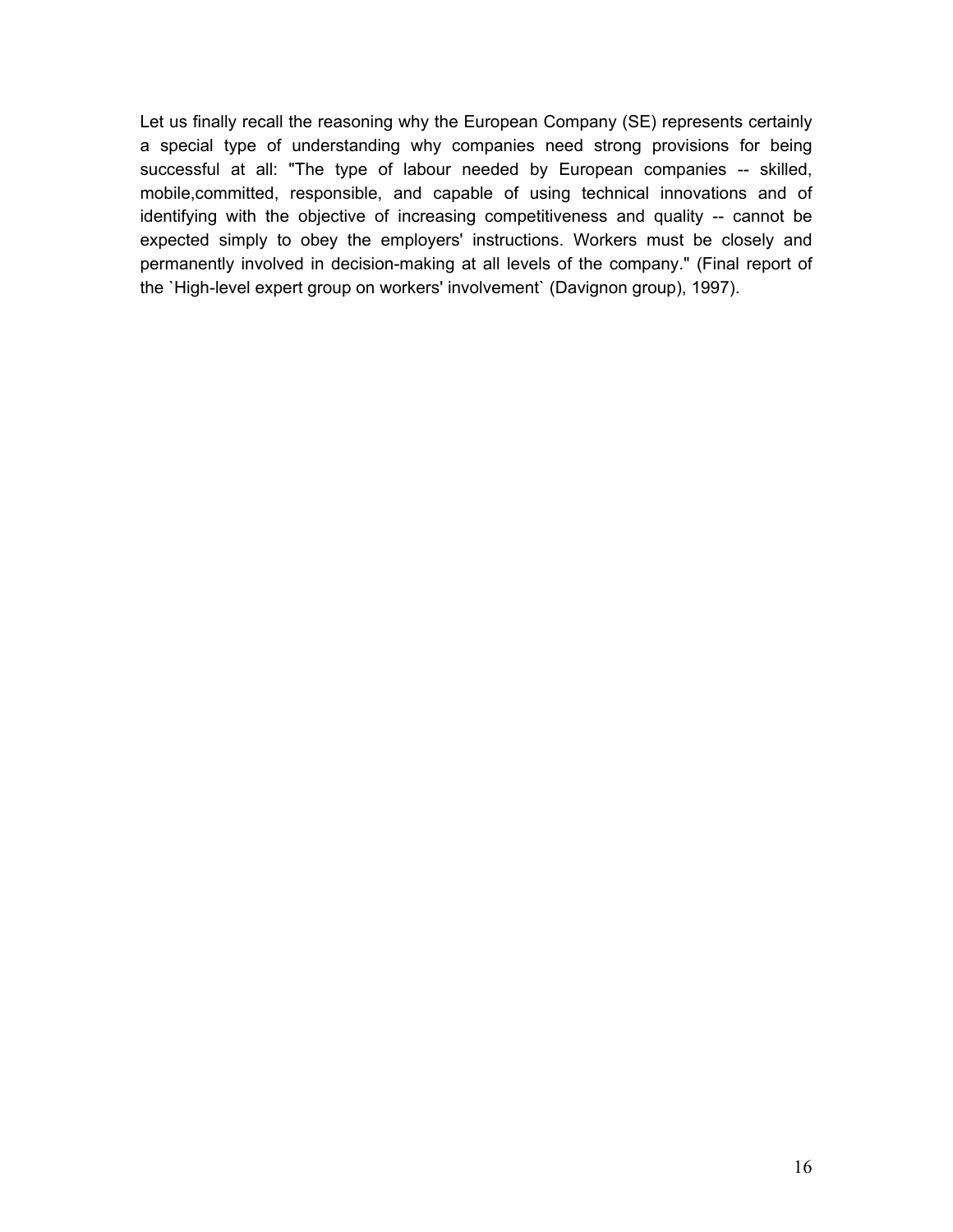Let us finally recall the reasoning why the European Company (SE) represents certainly a special type of understanding why companies need strong provisions for being successful at all: "The type of labour needed by European companies -- skilled, mobile,committed, responsible, and capable of using technical innovations and of identifying with the objective of increasing competitiveness and quality -- cannot be expected simply to obey the employers' instructions. Workers must be closely and permanently involved in decision-making at all levels of the company." (Final report of the `High-level expert group on workers' involvement` (Davignon group), 1997).